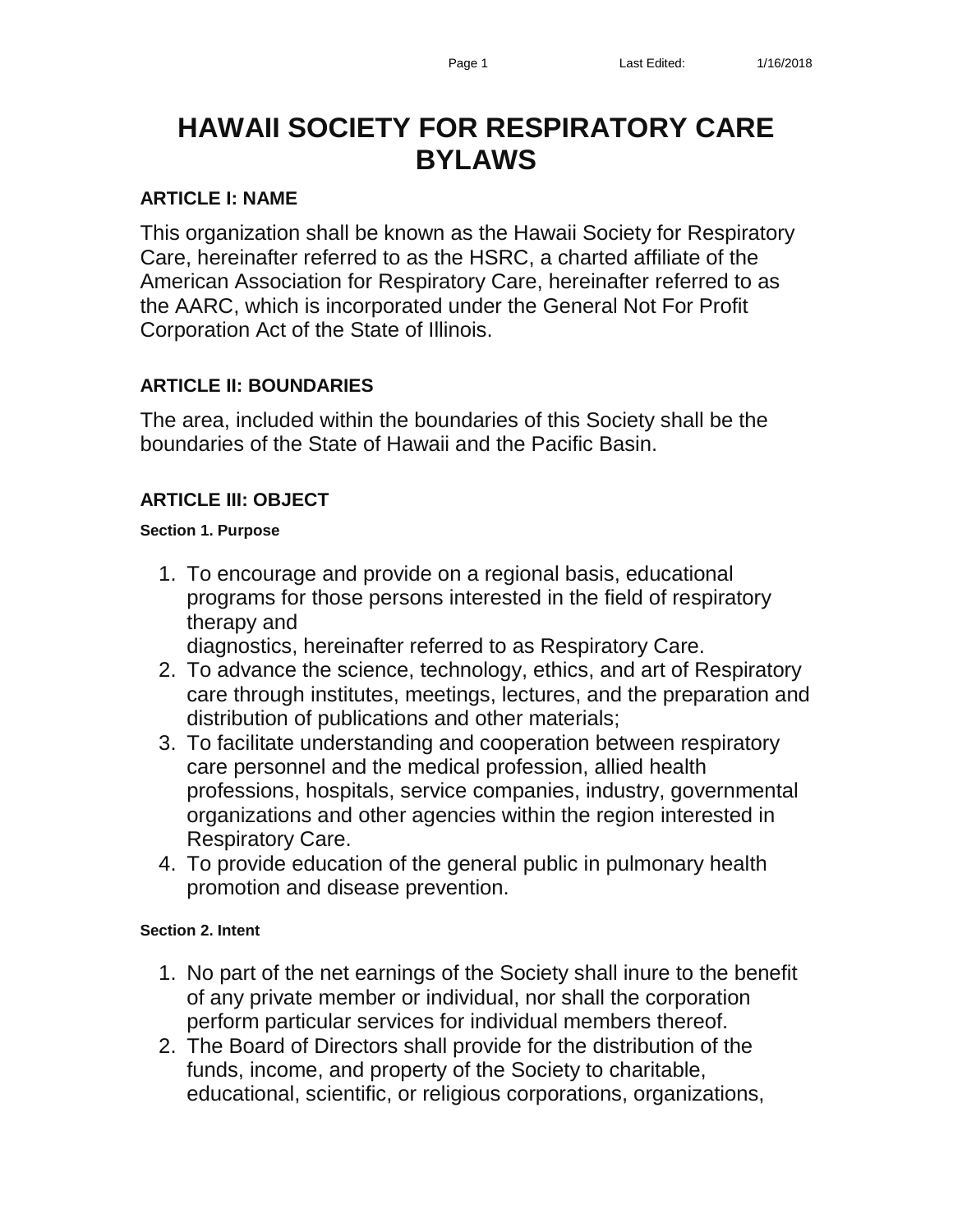# HAWAII SOCIETY FOR RESPIRATORY CARE BYLAWS

## ARTICLE I: NAME

This organization shall be known as the Hawaii Society for Respiratory Care, hereinafter referred to as the HSRC, a charted affiliate of the American Association for Respiratory Care, hereinafter referred to as the AARC, which is incorporated under the General Not For Profit Corporation Act of the State of Illinois.

## ARTICLE II: BOUNDARIES

The area, included within the boundaries of this Society shall be the boundaries of the State of Hawaii and the Pacific Basin.

## ARTICLE III: OBJECT

### Section 1. Purpose

1. To encourage and provide on a regional basis, educational programs for those persons interested in the field of respiratory therapy and
   diagnostics, hereinafter referred to as Respiratory Care.
2. To advance the science, technology, ethics, and art of Respiratory care through institutes, meetings, lectures, and the preparation and distribution of publications and other materials;
3. To facilitate understanding and cooperation between respiratory care personnel and the medical profession, allied health professions, hospitals, service companies, industry, governmental organizations and other agencies within the region interested in Respiratory Care.
4. To provide education of the general public in pulmonary health promotion and disease prevention.

### Section 2. Intent

1. No part of the net earnings of the Society shall inure to the benefit of any private member or individual, nor shall the corporation perform particular services for individual members thereof.
2. The Board of Directors shall provide for the distribution of the funds, income, and property of the Society to charitable, educational, scientific, or religious corporations, organizations,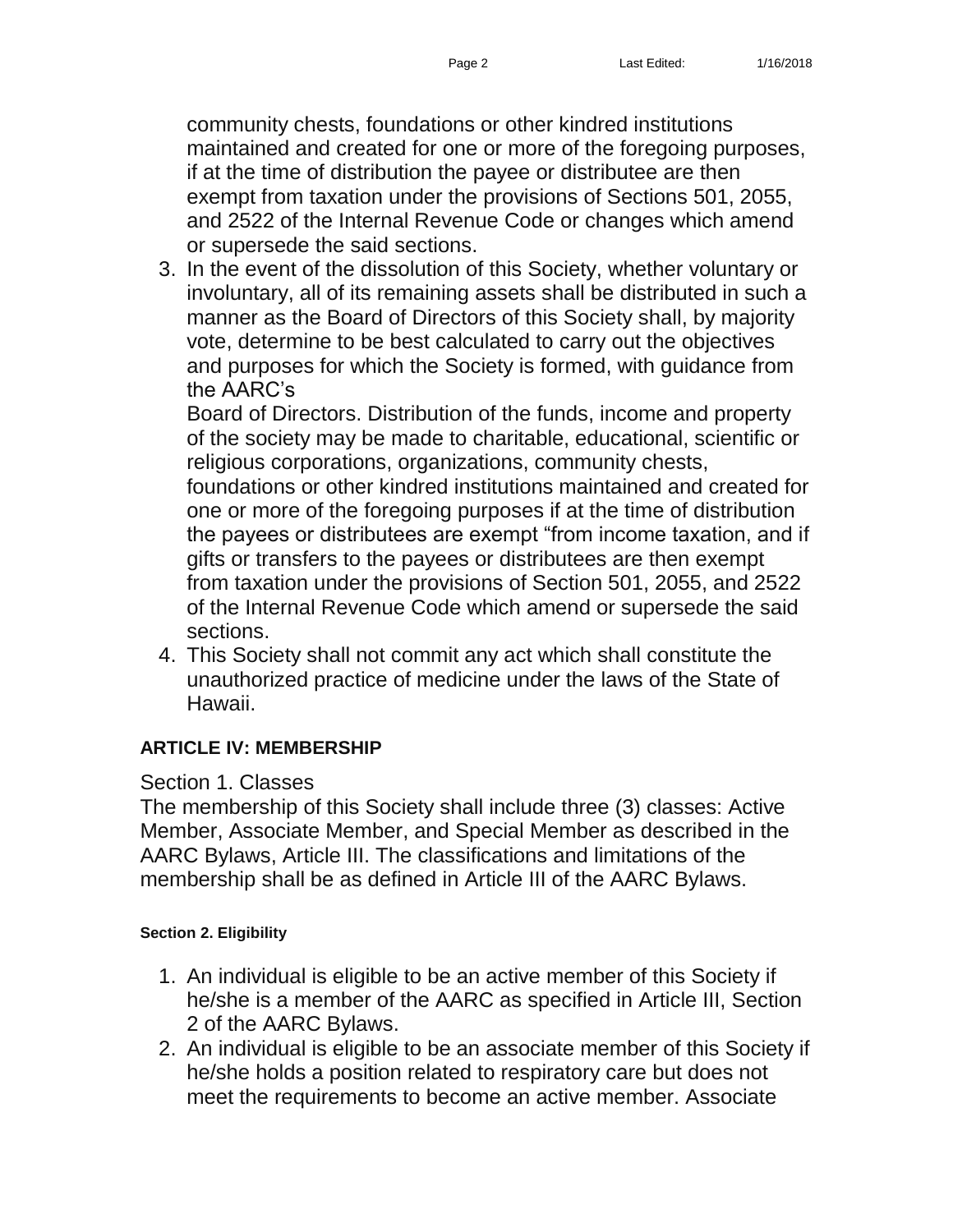community chests, foundations or other kindred institutions maintained and created for one or more of the foregoing purposes, if at the time of distribution the payee or distributee are then exempt from taxation under the provisions of Sections 501, 2055, and 2522 of the Internal Revenue Code or changes which amend or supersede the said sections.

3. In the event of the dissolution of this Society, whether voluntary or involuntary, all of its remaining assets shall be distributed in such a manner as the Board of Directors of this Society shall, by majority vote, determine to be best calculated to carry out the objectives and purposes for which the Society is formed, with guidance from the AARC's
   Board of Directors. Distribution of the funds, income and property of the society may be made to charitable, educational, scientific or religious corporations, organizations, community chests, foundations or other kindred institutions maintained and created for one or more of the foregoing purposes if at the time of distribution the payees or distributees are exempt "from income taxation, and if gifts or transfers to the payees or distributees are then exempt from taxation under the provisions of Section 501, 2055, and 2522 of the Internal Revenue Code which amend or supersede the said sections.
4. This Society shall not commit any act which shall constitute the unauthorized practice of medicine under the laws of the State of Hawaii.

**ARTICLE IV: MEMBERSHIP**

Section 1. Classes

The membership of this Society shall include three (3) classes: Active Member, Associate Member, and Special Member as described in the AARC Bylaws, Article III. The classifications and limitations of the membership shall be as defined in Article III of the AARC Bylaws.

**Section 2. Eligibility**

1. An individual is eligible to be an active member of this Society if he/she is a member of the AARC as specified in Article III, Section 2 of the AARC Bylaws.
2. An individual is eligible to be an associate member of this Society if he/she holds a position related to respiratory care but does not meet the requirements to become an active member. Associate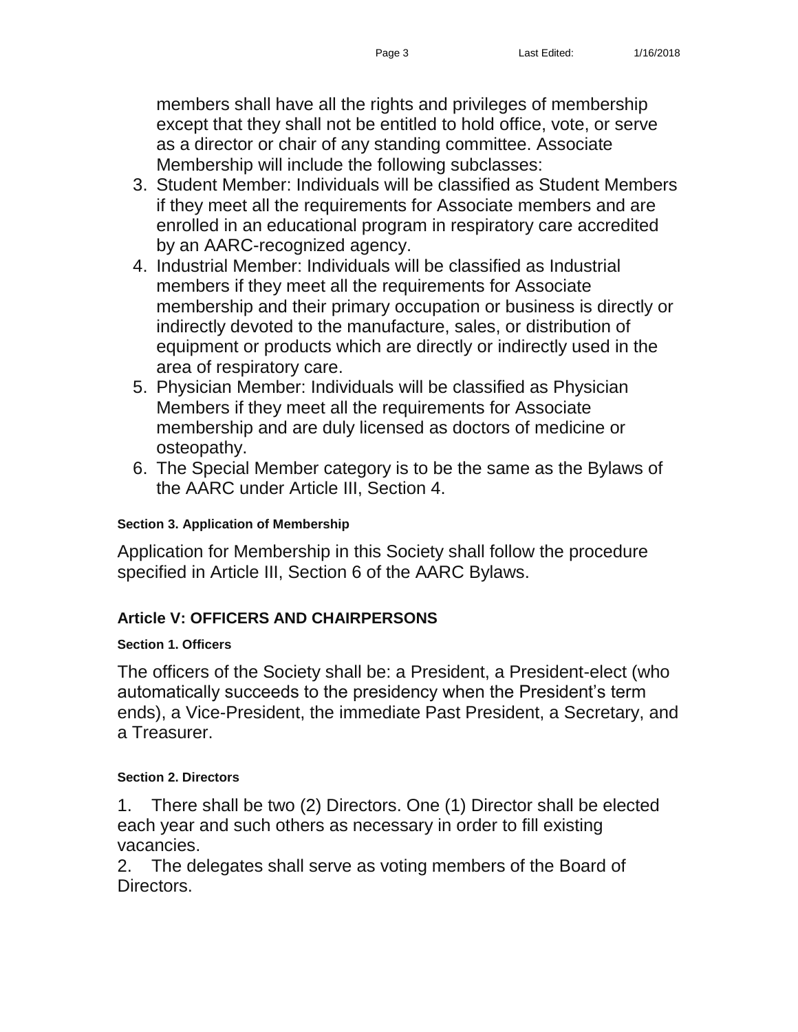members shall have all the rights and privileges of membership except that they shall not be entitled to hold office, vote, or serve as a director or chair of any standing committee. Associate Membership will include the following subclasses:

3. Student Member: Individuals will be classified as Student Members if they meet all the requirements for Associate members and are enrolled in an educational program in respiratory care accredited by an AARC-recognized agency.
4. Industrial Member: Individuals will be classified as Industrial members if they meet all the requirements for Associate membership and their primary occupation or business is directly or indirectly devoted to the manufacture, sales, or distribution of equipment or products which are directly or indirectly used in the area of respiratory care.
5. Physician Member: Individuals will be classified as Physician Members if they meet all the requirements for Associate membership and are duly licensed as doctors of medicine or osteopathy.
6. The Special Member category is to be the same as the Bylaws of the AARC under Article III, Section 4.

#### Section 3. Application of Membership

Application for Membership in this Society shall follow the procedure specified in Article III, Section 6 of the AARC Bylaws.

### Article V: OFFICERS AND CHAIRPERSONS

#### Section 1. Officers

The officers of the Society shall be: a President, a President-elect (who automatically succeeds to the presidency when the President's term ends), a Vice-President, the immediate Past President, a Secretary, and a Treasurer.

#### Section 2. Directors

1. There shall be two (2) Directors. One (1) Director shall be elected each year and such others as necessary in order to fill existing vacancies.
2. The delegates shall serve as voting members of the Board of Directors.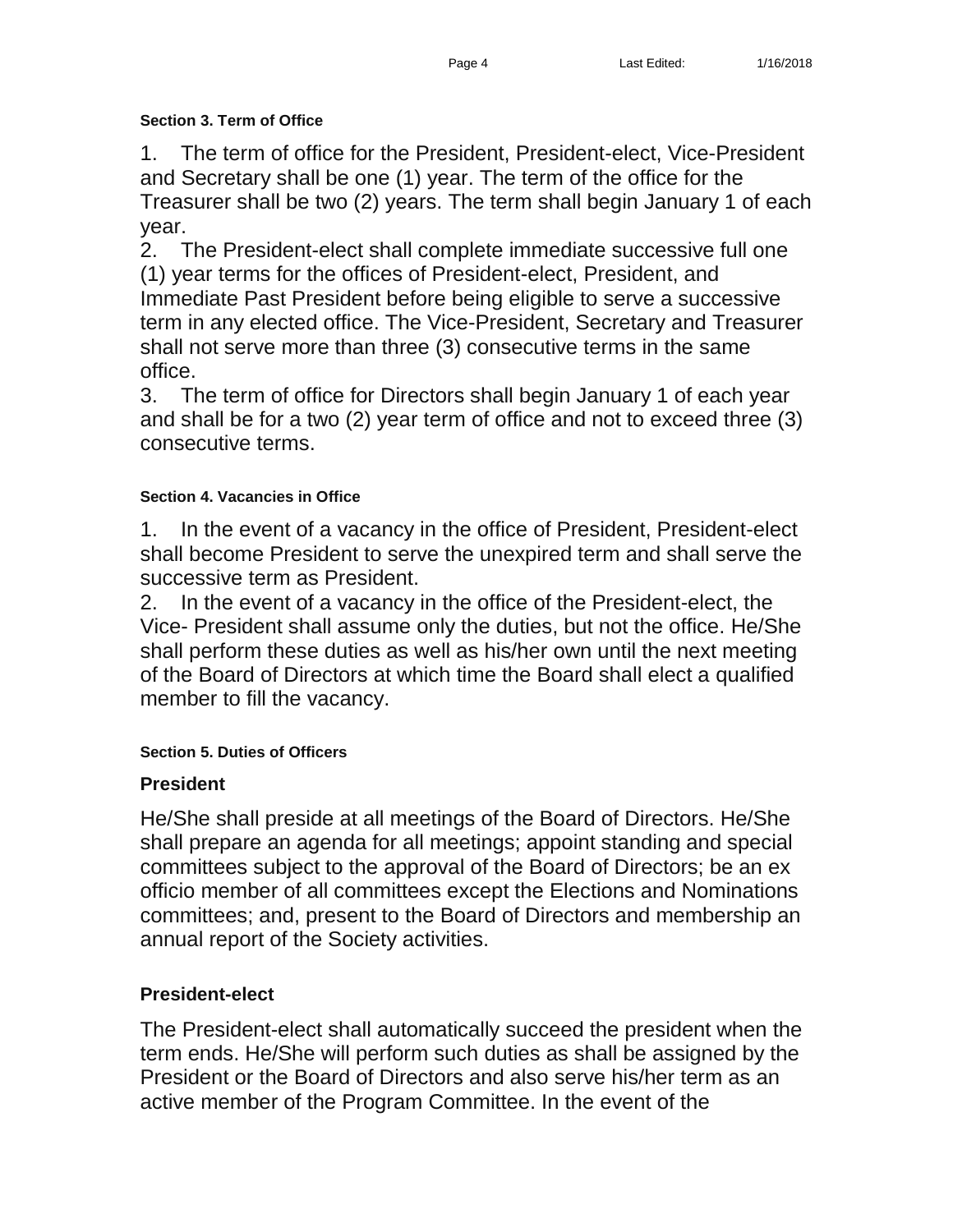#### Section 3. Term of Office

1. The term of office for the President, President-elect, Vice-President and Secretary shall be one (1) year. The term of the office for the Treasurer shall be two (2) years. The term shall begin January 1 of each year.
2. The President-elect shall complete immediate successive full one (1) year terms for the offices of President-elect, President, and Immediate Past President before being eligible to serve a successive term in any elected office. The Vice-President, Secretary and Treasurer shall not serve more than three (3) consecutive terms in the same office.
3. The term of office for Directors shall begin January 1 of each year and shall be for a two (2) year term of office and not to exceed three (3) consecutive terms.

#### Section 4. Vacancies in Office

1. In the event of a vacancy in the office of President, President-elect shall become President to serve the unexpired term and shall serve the successive term as President.
2. In the event of a vacancy in the office of the President-elect, the Vice- President shall assume only the duties, but not the office. He/She shall perform these duties as well as his/her own until the next meeting of the Board of Directors at which time the Board shall elect a qualified member to fill the vacancy.

#### Section 5. Duties of Officers

**President**

He/She shall preside at all meetings of the Board of Directors. He/She shall prepare an agenda for all meetings; appoint standing and special committees subject to the approval of the Board of Directors; be an ex officio member of all committees except the Elections and Nominations committees; and, present to the Board of Directors and membership an annual report of the Society activities.

**President-elect**

The President-elect shall automatically succeed the president when the term ends. He/She will perform such duties as shall be assigned by the President or the Board of Directors and also serve his/her term as an active member of the Program Committee. In the event of the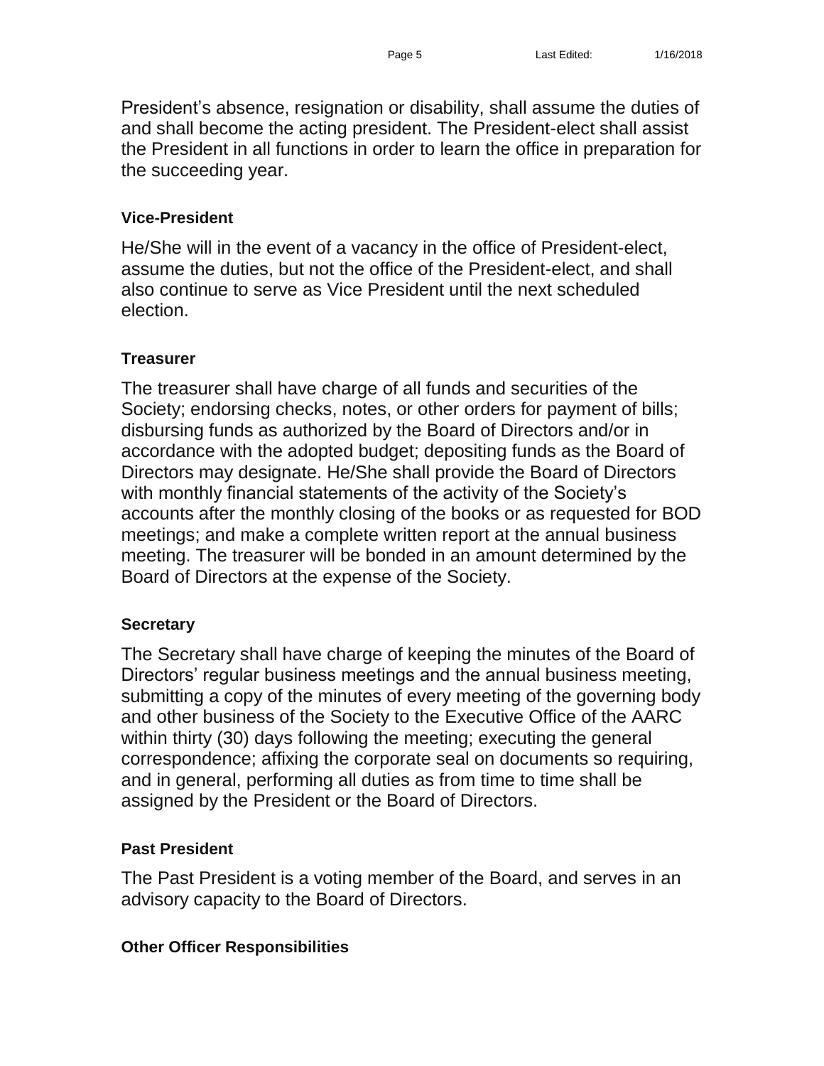President's absence, resignation or disability, shall assume the duties of and shall become the acting president. The President-elect shall assist the President in all functions in order to learn the office in preparation for the succeeding year.

**Vice-President**

He/She will in the event of a vacancy in the office of President-elect, assume the duties, but not the office of the President-elect, and shall also continue to serve as Vice President until the next scheduled election.

**Treasurer**

The treasurer shall have charge of all funds and securities of the Society; endorsing checks, notes, or other orders for payment of bills; disbursing funds as authorized by the Board of Directors and/or in accordance with the adopted budget; depositing funds as the Board of Directors may designate. He/She shall provide the Board of Directors with monthly financial statements of the activity of the Society's accounts after the monthly closing of the books or as requested for BOD meetings; and make a complete written report at the annual business meeting. The treasurer will be bonded in an amount determined by the Board of Directors at the expense of the Society.

**Secretary**

The Secretary shall have charge of keeping the minutes of the Board of Directors' regular business meetings and the annual business meeting, submitting a copy of the minutes of every meeting of the governing body and other business of the Society to the Executive Office of the AARC within thirty (30) days following the meeting; executing the general correspondence; affixing the corporate seal on documents so requiring, and in general, performing all duties as from time to time shall be assigned by the President or the Board of Directors.

**Past President**

The Past President is a voting member of the Board, and serves in an advisory capacity to the Board of Directors.

**Other Officer Responsibilities**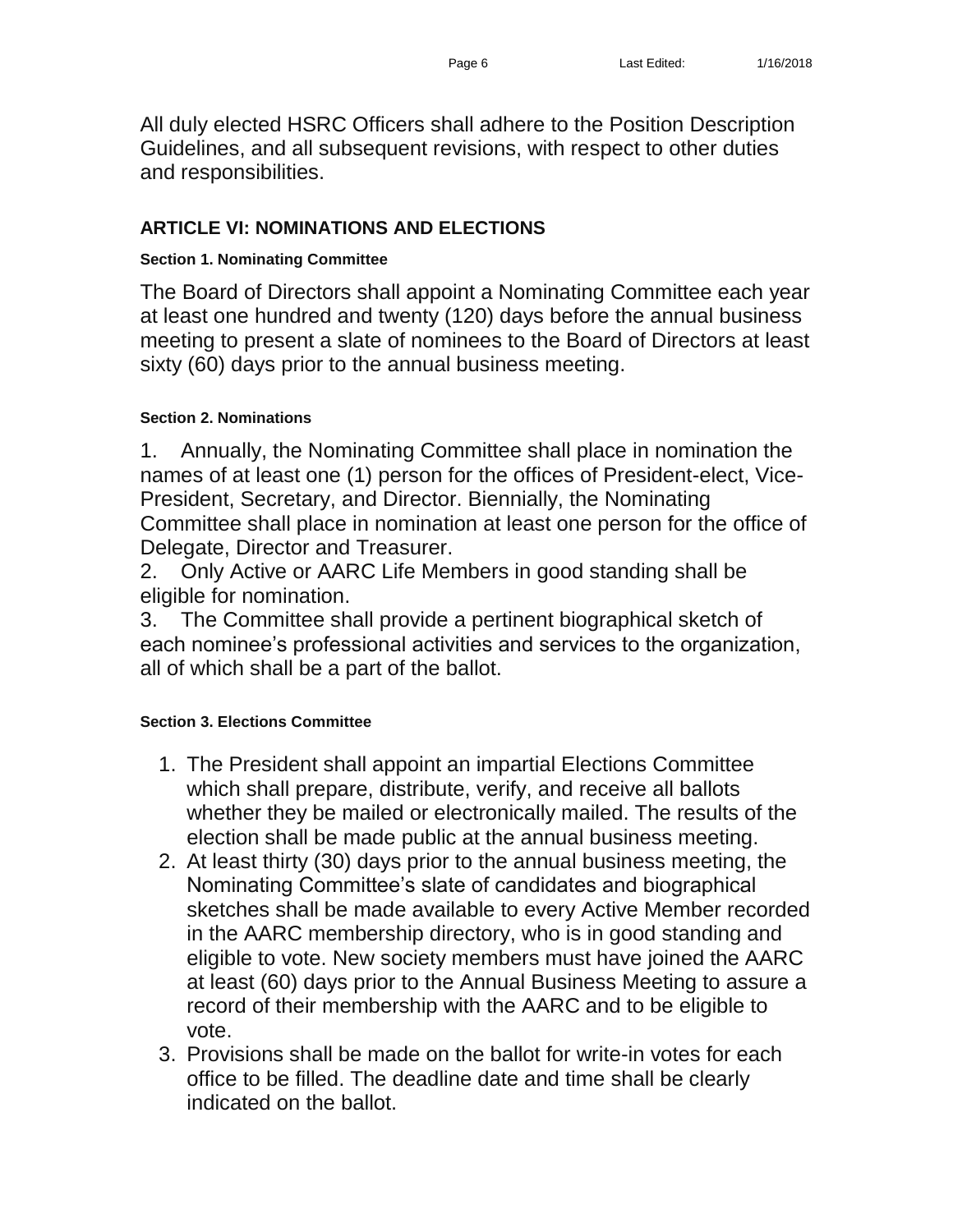All duly elected HSRC Officers shall adhere to the Position Description Guidelines, and all subsequent revisions, with respect to other duties and responsibilities.

## ARTICLE VI: NOMINATIONS AND ELECTIONS

#### Section 1. Nominating Committee

The Board of Directors shall appoint a Nominating Committee each year at least one hundred and twenty (120) days before the annual business meeting to present a slate of nominees to the Board of Directors at least sixty (60) days prior to the annual business meeting.

#### Section 2. Nominations

1. Annually, the Nominating Committee shall place in nomination the names of at least one (1) person for the offices of President-elect, Vice-President, Secretary, and Director. Biennially, the Nominating Committee shall place in nomination at least one person for the office of Delegate, Director and Treasurer.
2. Only Active or AARC Life Members in good standing shall be eligible for nomination.
3. The Committee shall provide a pertinent biographical sketch of each nominee's professional activities and services to the organization, all of which shall be a part of the ballot.

#### Section 3. Elections Committee

1. The President shall appoint an impartial Elections Committee which shall prepare, distribute, verify, and receive all ballots whether they be mailed or electronically mailed. The results of the election shall be made public at the annual business meeting.
2. At least thirty (30) days prior to the annual business meeting, the Nominating Committee's slate of candidates and biographical sketches shall be made available to every Active Member recorded in the AARC membership directory, who is in good standing and eligible to vote. New society members must have joined the AARC at least (60) days prior to the Annual Business Meeting to assure a record of their membership with the AARC and to be eligible to vote.
3. Provisions shall be made on the ballot for write-in votes for each office to be filled. The deadline date and time shall be clearly indicated on the ballot.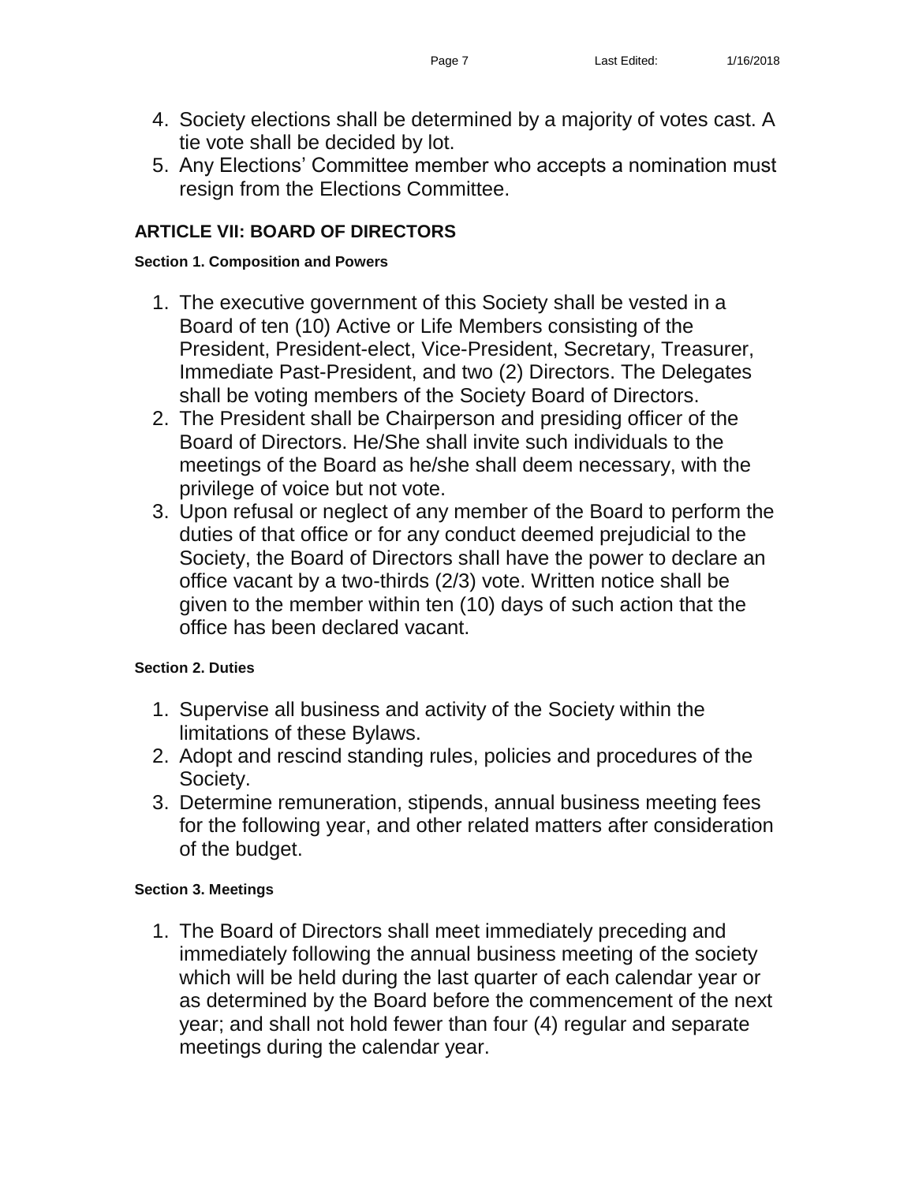4. Society elections shall be determined by a majority of votes cast. A tie vote shall be decided by lot.
5. Any Elections' Committee member who accepts a nomination must resign from the Elections Committee.

## ARTICLE VII: BOARD OF DIRECTORS

#### Section 1. Composition and Powers

1. The executive government of this Society shall be vested in a Board of ten (10) Active or Life Members consisting of the President, President-elect, Vice-President, Secretary, Treasurer, Immediate Past-President, and two (2) Directors. The Delegates shall be voting members of the Society Board of Directors.
2. The President shall be Chairperson and presiding officer of the Board of Directors. He/She shall invite such individuals to the meetings of the Board as he/she shall deem necessary, with the privilege of voice but not vote.
3. Upon refusal or neglect of any member of the Board to perform the duties of that office or for any conduct deemed prejudicial to the Society, the Board of Directors shall have the power to declare an office vacant by a two-thirds (2/3) vote. Written notice shall be given to the member within ten (10) days of such action that the office has been declared vacant.

#### Section 2. Duties

1. Supervise all business and activity of the Society within the limitations of these Bylaws.
2. Adopt and rescind standing rules, policies and procedures of the Society.
3. Determine remuneration, stipends, annual business meeting fees for the following year, and other related matters after consideration of the budget.

#### Section 3. Meetings

1. The Board of Directors shall meet immediately preceding and immediately following the annual business meeting of the society which will be held during the last quarter of each calendar year or as determined by the Board before the commencement of the next year; and shall not hold fewer than four (4) regular and separate meetings during the calendar year.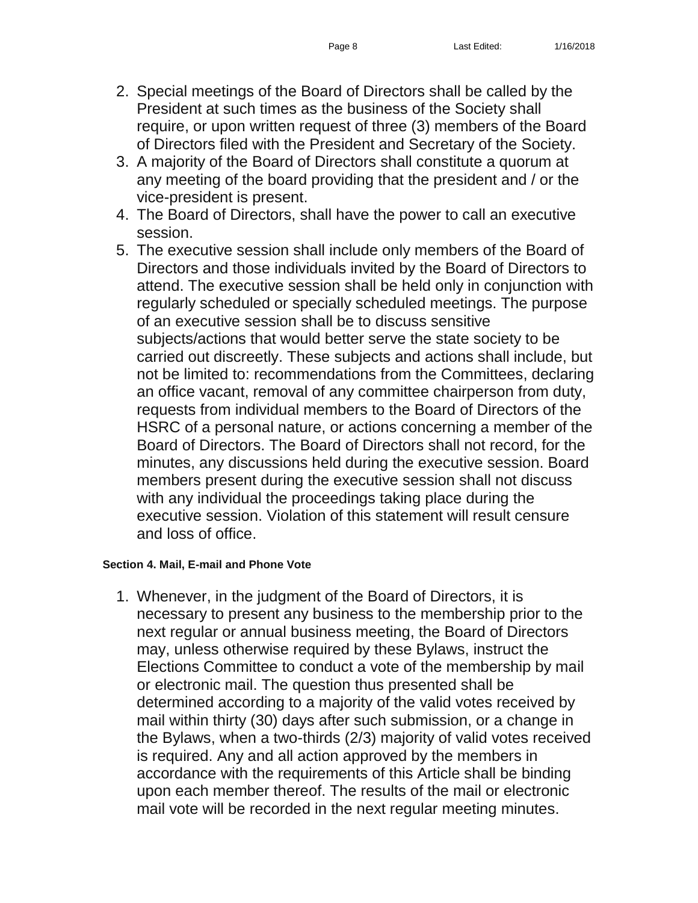2. Special meetings of the Board of Directors shall be called by the President at such times as the business of the Society shall require, or upon written request of three (3) members of the Board of Directors filed with the President and Secretary of the Society.
3. A majority of the Board of Directors shall constitute a quorum at any meeting of the board providing that the president and / or the vice-president is present.
4. The Board of Directors, shall have the power to call an executive session.
5. The executive session shall include only members of the Board of Directors and those individuals invited by the Board of Directors to attend. The executive session shall be held only in conjunction with regularly scheduled or specially scheduled meetings. The purpose of an executive session shall be to discuss sensitive subjects/actions that would better serve the state society to be carried out discreetly. These subjects and actions shall include, but not be limited to: recommendations from the Committees, declaring an office vacant, removal of any committee chairperson from duty, requests from individual members to the Board of Directors of the HSRC of a personal nature, or actions concerning a member of the Board of Directors. The Board of Directors shall not record, for the minutes, any discussions held during the executive session. Board members present during the executive session shall not discuss with any individual the proceedings taking place during the executive session. Violation of this statement will result censure and loss of office.

#### Section 4. Mail, E-mail and Phone Vote

1. Whenever, in the judgment of the Board of Directors, it is necessary to present any business to the membership prior to the next regular or annual business meeting, the Board of Directors may, unless otherwise required by these Bylaws, instruct the Elections Committee to conduct a vote of the membership by mail or electronic mail. The question thus presented shall be determined according to a majority of the valid votes received by mail within thirty (30) days after such submission, or a change in the Bylaws, when a two-thirds (2/3) majority of valid votes received is required. Any and all action approved by the members in accordance with the requirements of this Article shall be binding upon each member thereof. The results of the mail or electronic mail vote will be recorded in the next regular meeting minutes.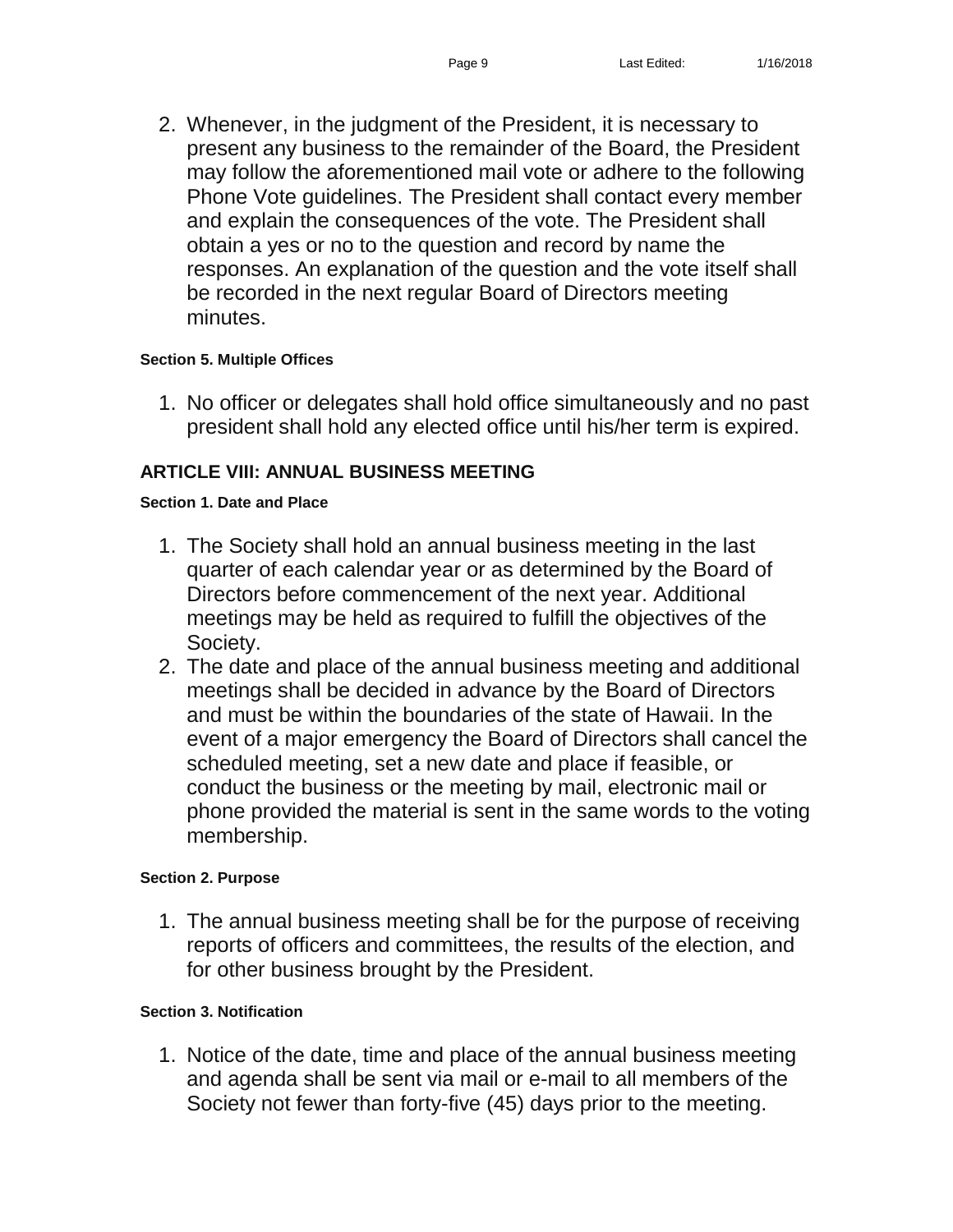2. Whenever, in the judgment of the President, it is necessary to present any business to the remainder of the Board, the President may follow the aforementioned mail vote or adhere to the following Phone Vote guidelines. The President shall contact every member and explain the consequences of the vote. The President shall obtain a yes or no to the question and record by name the responses. An explanation of the question and the vote itself shall be recorded in the next regular Board of Directors meeting minutes.

#### Section 5. Multiple Offices

1. No officer or delegates shall hold office simultaneously and no past president shall hold any elected office until his/her term is expired.

### ARTICLE VIII: ANNUAL BUSINESS MEETING

#### Section 1. Date and Place

1. The Society shall hold an annual business meeting in the last quarter of each calendar year or as determined by the Board of Directors before commencement of the next year. Additional meetings may be held as required to fulfill the objectives of the Society.
2. The date and place of the annual business meeting and additional meetings shall be decided in advance by the Board of Directors and must be within the boundaries of the state of Hawaii. In the event of a major emergency the Board of Directors shall cancel the scheduled meeting, set a new date and place if feasible, or conduct the business or the meeting by mail, electronic mail or phone provided the material is sent in the same words to the voting membership.

#### Section 2. Purpose

1. The annual business meeting shall be for the purpose of receiving reports of officers and committees, the results of the election, and for other business brought by the President.

#### Section 3. Notification

1. Notice of the date, time and place of the annual business meeting and agenda shall be sent via mail or e-mail to all members of the Society not fewer than forty-five (45) days prior to the meeting.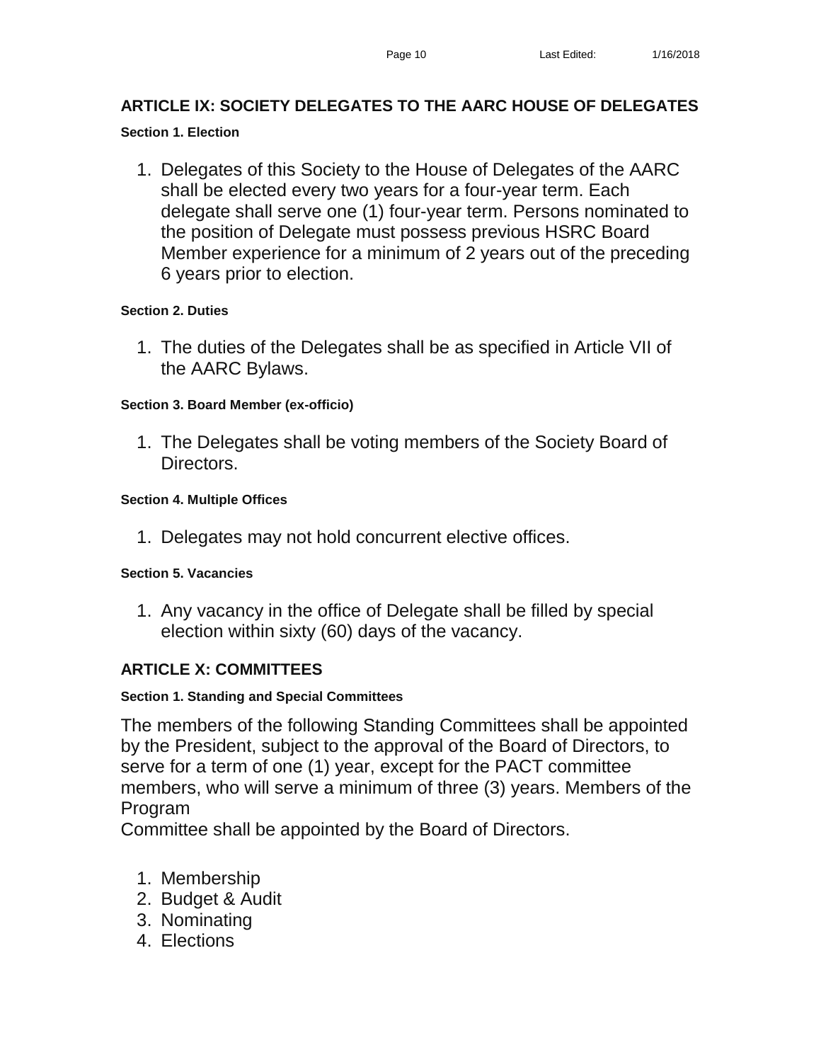## ARTICLE IX: SOCIETY DELEGATES TO THE AARC HOUSE OF DELEGATES

#### Section 1. Election

1. Delegates of this Society to the House of Delegates of the AARC shall be elected every two years for a four-year term. Each delegate shall serve one (1) four-year term. Persons nominated to the position of Delegate must possess previous HSRC Board Member experience for a minimum of 2 years out of the preceding 6 years prior to election.

#### Section 2. Duties

1. The duties of the Delegates shall be as specified in Article VII of the AARC Bylaws.

#### Section 3. Board Member (ex-officio)

1. The Delegates shall be voting members of the Society Board of Directors.

#### Section 4. Multiple Offices

1. Delegates may not hold concurrent elective offices.

#### Section 5. Vacancies

1. Any vacancy in the office of Delegate shall be filled by special election within sixty (60) days of the vacancy.

## ARTICLE X: COMMITTEES

#### Section 1. Standing and Special Committees

The members of the following Standing Committees shall be appointed by the President, subject to the approval of the Board of Directors, to serve for a term of one (1) year, except for the PACT committee members, who will serve a minimum of three (3) years. Members of the Program
Committee shall be appointed by the Board of Directors.

1. Membership
2. Budget & Audit
3. Nominating
4. Elections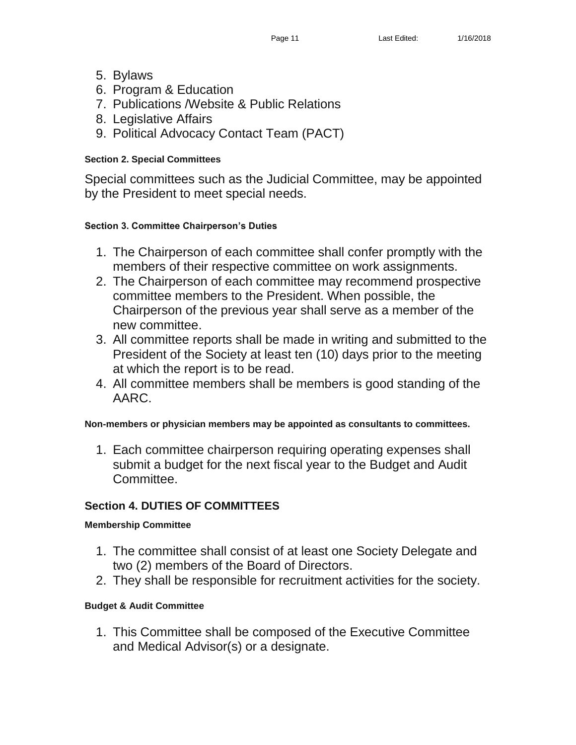5. Bylaws
6. Program & Education
7. Publications /Website & Public Relations
8. Legislative Affairs
9. Political Advocacy Contact Team (PACT)

**Section 2. Special Committees**

Special committees such as the Judicial Committee, may be appointed by the President to meet special needs.

**Section 3. Committee Chairperson's Duties**

1. The Chairperson of each committee shall confer promptly with the members of their respective committee on work assignments.
2. The Chairperson of each committee may recommend prospective committee members to the President. When possible, the Chairperson of the previous year shall serve as a member of the new committee.
3. All committee reports shall be made in writing and submitted to the President of the Society at least ten (10) days prior to the meeting at which the report is to be read.
4. All committee members shall be members is good standing of the AARC.

**Non-members or physician members may be appointed as consultants to committees.**

1. Each committee chairperson requiring operating expenses shall submit a budget for the next fiscal year to the Budget and Audit Committee.

## Section 4. DUTIES OF COMMITTEES

**Membership Committee**

1. The committee shall consist of at least one Society Delegate and two (2) members of the Board of Directors.
2. They shall be responsible for recruitment activities for the society.

**Budget & Audit Committee**

1. This Committee shall be composed of the Executive Committee and Medical Advisor(s) or a designate.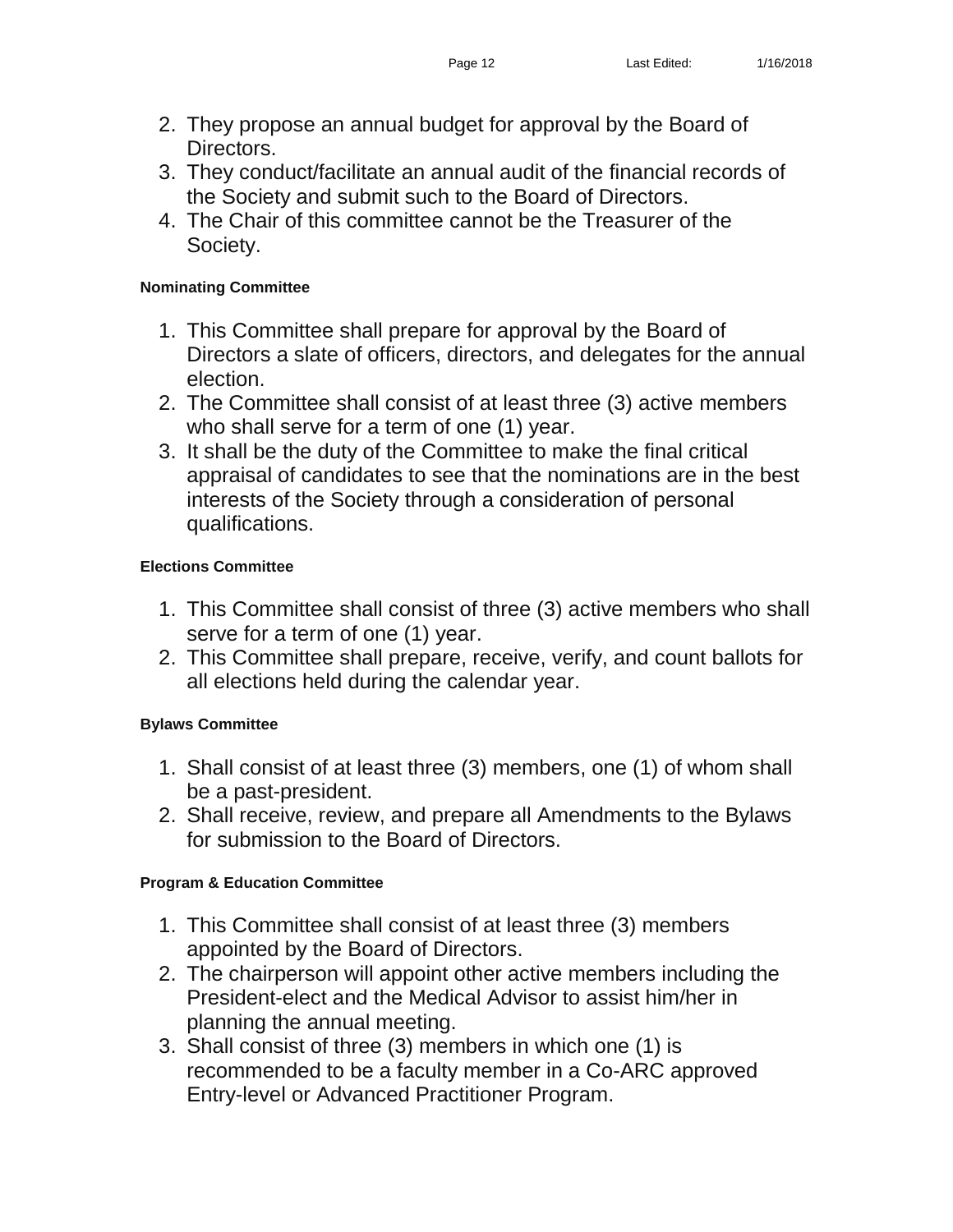2. They propose an annual budget for approval by the Board of Directors.
3. They conduct/facilitate an annual audit of the financial records of the Society and submit such to the Board of Directors.
4. The Chair of this committee cannot be the Treasurer of the Society.

**Nominating Committee**

1. This Committee shall prepare for approval by the Board of Directors a slate of officers, directors, and delegates for the annual election.
2. The Committee shall consist of at least three (3) active members who shall serve for a term of one (1) year.
3. It shall be the duty of the Committee to make the final critical appraisal of candidates to see that the nominations are in the best interests of the Society through a consideration of personal qualifications.

**Elections Committee**

1. This Committee shall consist of three (3) active members who shall serve for a term of one (1) year.
2. This Committee shall prepare, receive, verify, and count ballots for all elections held during the calendar year.

**Bylaws Committee**

1. Shall consist of at least three (3) members, one (1) of whom shall be a past-president.
2. Shall receive, review, and prepare all Amendments to the Bylaws for submission to the Board of Directors.

**Program & Education Committee**

1. This Committee shall consist of at least three (3) members appointed by the Board of Directors.
2. The chairperson will appoint other active members including the President-elect and the Medical Advisor to assist him/her in planning the annual meeting.
3. Shall consist of three (3) members in which one (1) is recommended to be a faculty member in a Co-ARC approved Entry-level or Advanced Practitioner Program.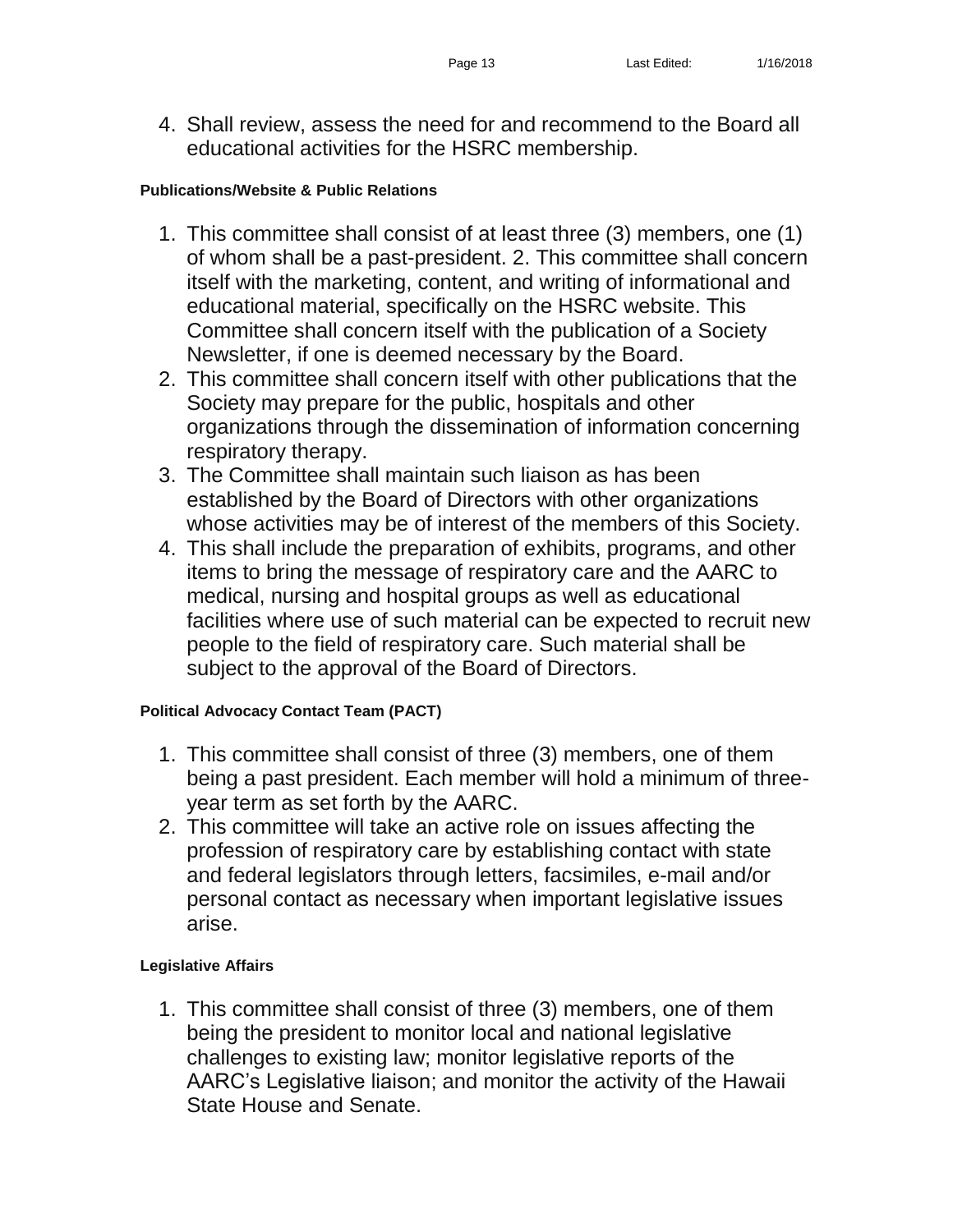4. Shall review, assess the need for and recommend to the Board all educational activities for the HSRC membership.

**Publications/Website & Public Relations**

1. This committee shall consist of at least three (3) members, one (1) of whom shall be a past-president. 2. This committee shall concern itself with the marketing, content, and writing of informational and educational material, specifically on the HSRC website. This Committee shall concern itself with the publication of a Society Newsletter, if one is deemed necessary by the Board.
2. This committee shall concern itself with other publications that the Society may prepare for the public, hospitals and other organizations through the dissemination of information concerning respiratory therapy.
3. The Committee shall maintain such liaison as has been established by the Board of Directors with other organizations whose activities may be of interest of the members of this Society.
4. This shall include the preparation of exhibits, programs, and other items to bring the message of respiratory care and the AARC to medical, nursing and hospital groups as well as educational facilities where use of such material can be expected to recruit new people to the field of respiratory care. Such material shall be subject to the approval of the Board of Directors.

**Political Advocacy Contact Team (PACT)**

1. This committee shall consist of three (3) members, one of them being a past president. Each member will hold a minimum of three-year term as set forth by the AARC.
2. This committee will take an active role on issues affecting the profession of respiratory care by establishing contact with state and federal legislators through letters, facsimiles, e-mail and/or personal contact as necessary when important legislative issues arise.

**Legislative Affairs**

1. This committee shall consist of three (3) members, one of them being the president to monitor local and national legislative challenges to existing law; monitor legislative reports of the AARC's Legislative liaison; and monitor the activity of the Hawaii State House and Senate.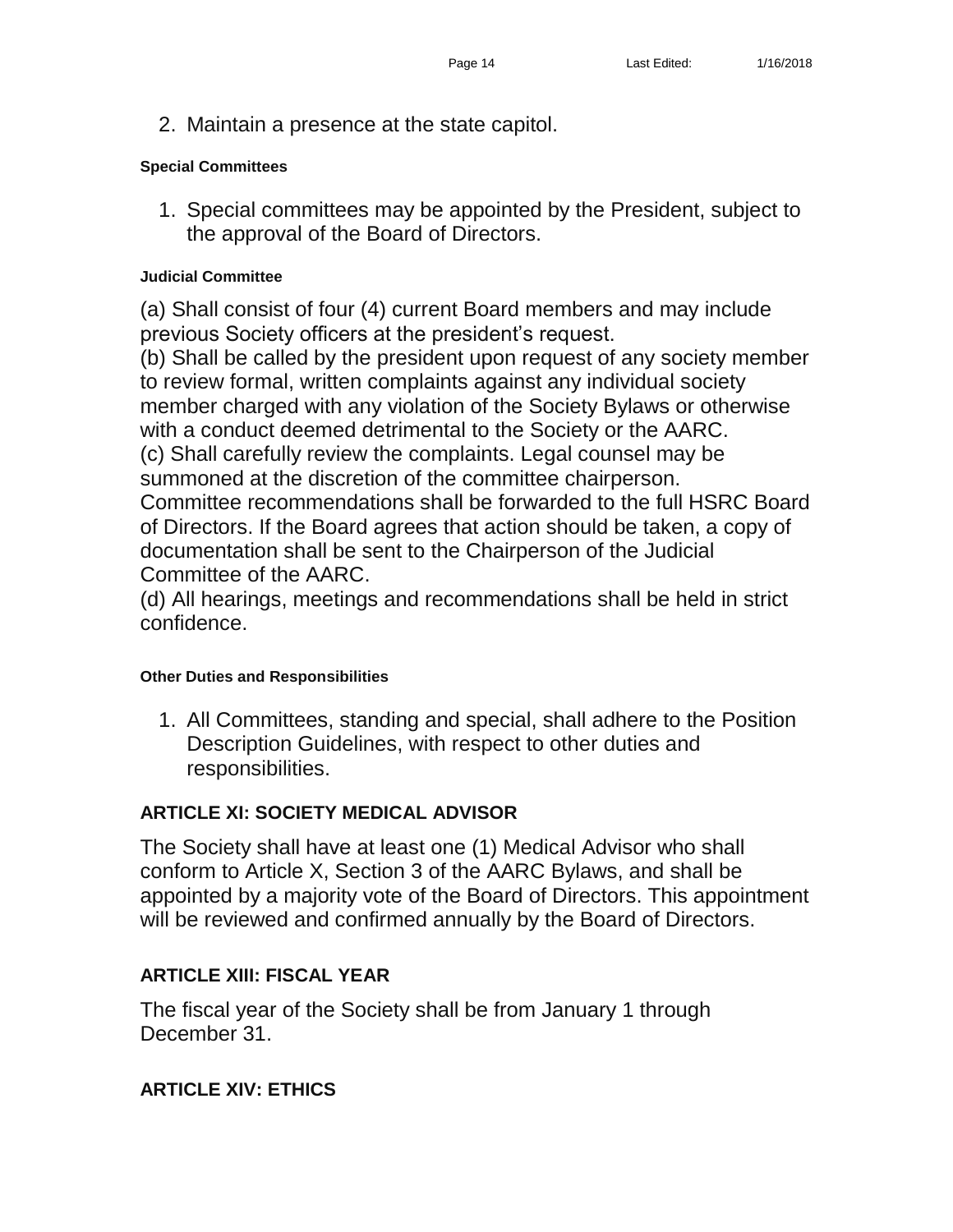2. Maintain a presence at the state capitol.

#### Special Committees

1. Special committees may be appointed by the President, subject to the approval of the Board of Directors.

#### Judicial Committee

(a) Shall consist of four (4) current Board members and may include previous Society officers at the president's request.
(b) Shall be called by the president upon request of any society member to review formal, written complaints against any individual society member charged with any violation of the Society Bylaws or otherwise with a conduct deemed detrimental to the Society or the AARC.
(c) Shall carefully review the complaints. Legal counsel may be summoned at the discretion of the committee chairperson.
Committee recommendations shall be forwarded to the full HSRC Board of Directors. If the Board agrees that action should be taken, a copy of documentation shall be sent to the Chairperson of the Judicial Committee of the AARC.
(d) All hearings, meetings and recommendations shall be held in strict confidence.

#### Other Duties and Responsibilities

1. All Committees, standing and special, shall adhere to the Position Description Guidelines, with respect to other duties and responsibilities.

## ARTICLE XI: SOCIETY MEDICAL ADVISOR

The Society shall have at least one (1) Medical Advisor who shall conform to Article X, Section 3 of the AARC Bylaws, and shall be appointed by a majority vote of the Board of Directors. This appointment will be reviewed and confirmed annually by the Board of Directors.

## ARTICLE XIII: FISCAL YEAR

The fiscal year of the Society shall be from January 1 through December 31.

## ARTICLE XIV: ETHICS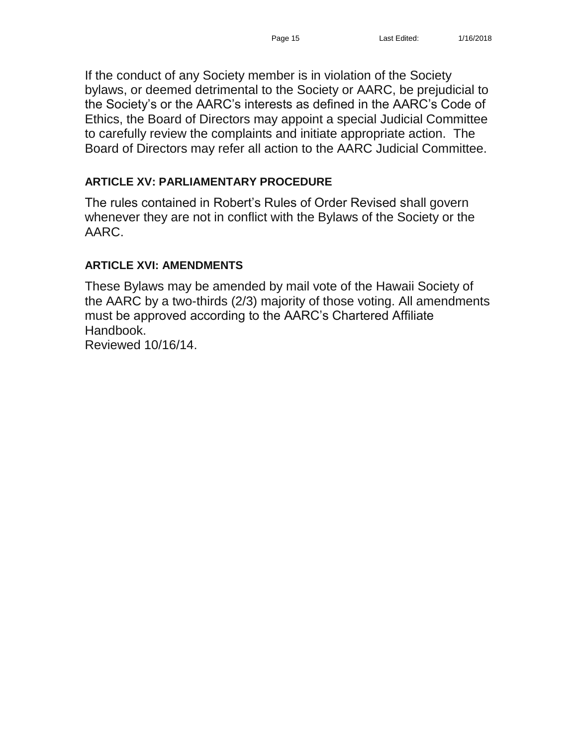If the conduct of any Society member is in violation of the Society bylaws, or deemed detrimental to the Society or AARC, be prejudicial to the Society's or the AARC's interests as defined in the AARC's Code of Ethics, the Board of Directors may appoint a special Judicial Committee to carefully review the complaints and initiate appropriate action. The Board of Directors may refer all action to the AARC Judicial Committee.

## ARTICLE XV: PARLIAMENTARY PROCEDURE

The rules contained in Robert's Rules of Order Revised shall govern whenever they are not in conflict with the Bylaws of the Society or the AARC.

## ARTICLE XVI: AMENDMENTS

These Bylaws may be amended by mail vote of the Hawaii Society of the AARC by a two-thirds (2/3) majority of those voting. All amendments must be approved according to the AARC's Chartered Affiliate Handbook.
Reviewed 10/16/14.